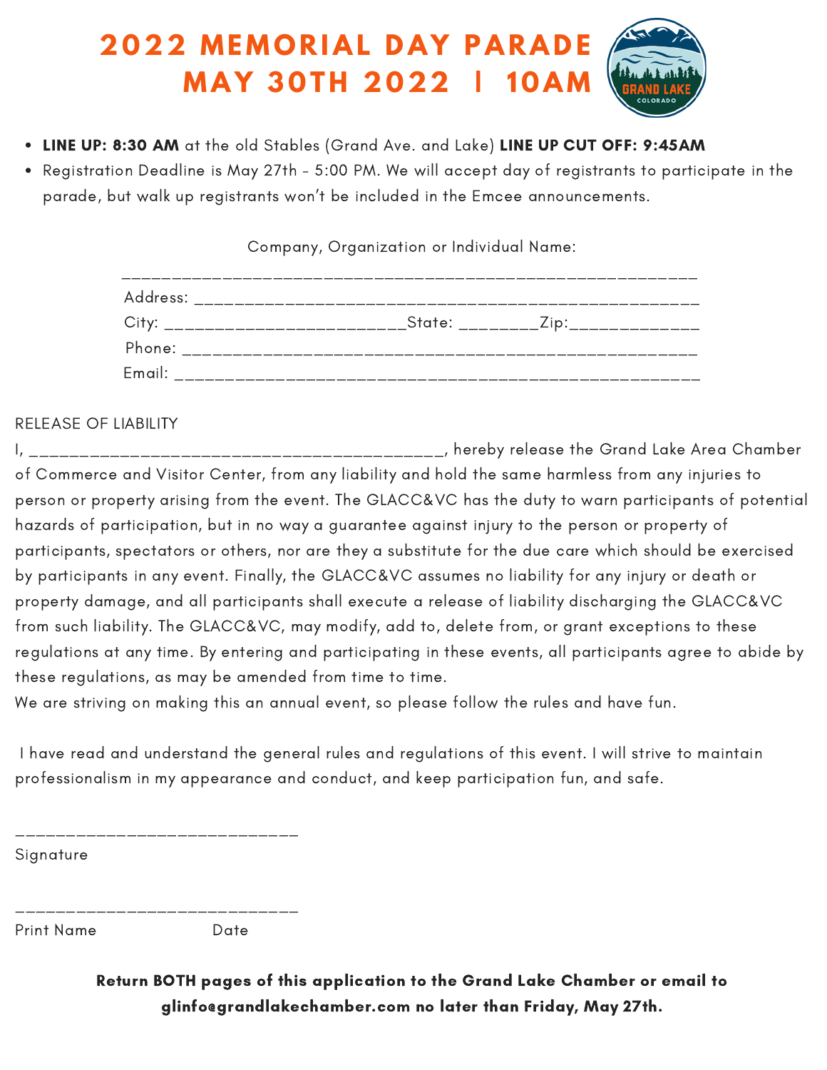# 2022 MEMORIAL DAY PARADE
# MAY 30TH 2022 | 10AM

- **LINE UP: 8:30 AM** at the old Stables (Grand Ave. and Lake) **LINE UP CUT OFF: 9:45AM**
- Registration Deadline is May 27th - 5:00 PM. We will accept day of registrants to participate in the parade, but walk up registrants won't be included in the Emcee announcements.

Company, Organization or Individual Name:

_________________________________________________________

Address: ___________________________________________________

City: ________________________State: ________Zip:_____________

Phone: ____________________________________________________

Email: _____________________________________________________

RELEASE OF LIABILITY

I, ____________________________________________, hereby release the Grand Lake Area Chamber of Commerce and Visitor Center, from any liability and hold the same harmless from any injuries to person or property arising from the event. The GLACC&VC has the duty to warn participants of potential hazards of participation, but in no way a guarantee against injury to the person or property of participants, spectators or others, nor are they a substitute for the due care which should be exercised by participants in any event. Finally, the GLACC&VC assumes no liability for any injury or death or property damage, and all participants shall execute a release of liability discharging the GLACC&VC from such liability. The GLACC&VC, may modify, add to, delete from, or grant exceptions to these regulations at any time. By entering and participating in these events, all participants agree to abide by these regulations, as may be amended from time to time.
We are striving on making this an annual event, so please follow the rules and have fun.

I have read and understand the general rules and regulations of this event. I will strive to maintain professionalism in my appearance and conduct, and keep participation fun, and safe.

____________________________
Signature

____________________________
Print Name Date

**Return BOTH pages of this application to the Grand Lake Chamber or email to glinfo@grandlakechamber.com no later than Friday, May 27th.**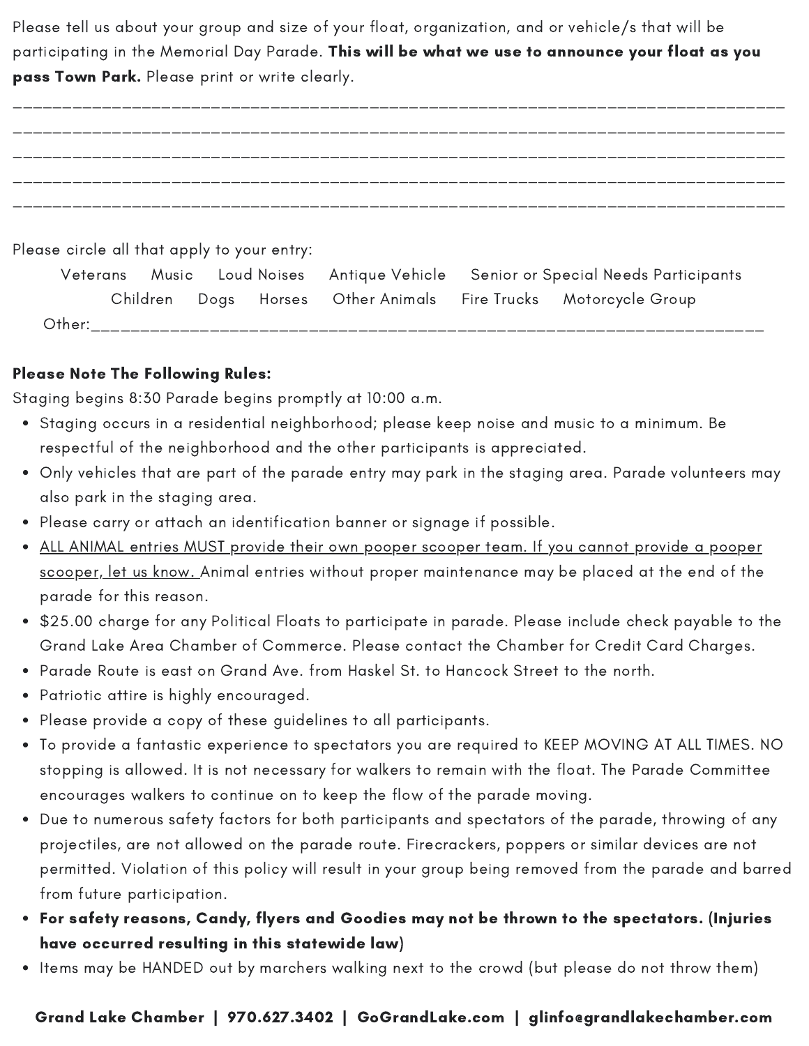Please tell us about your group and size of your float, organization, and or vehicle/s that will be participating in the Memorial Day Parade. **This will be what we use to announce your float as you pass Town Park.** Please print or write clearly.

_______________________________________________________________________________

_______________________________________________________________________________

_______________________________________________________________________________

_______________________________________________________________________________

_______________________________________________________________________________

Please circle all that apply to your entry:

Veterans Music Loud Noises Antique Vehicle Senior or Special Needs Participants

Children Dogs Horses Other Animals Fire Trucks Motorcycle Group

Other:_______________________________________________________________________

**Please Note The Following Rules:**

Staging begins 8:30 Parade begins promptly at 10:00 a.m.

- Staging occurs in a residential neighborhood; please keep noise and music to a minimum. Be respectful of the neighborhood and the other participants is appreciated.
- Only vehicles that are part of the parade entry may park in the staging area. Parade volunteers may also park in the staging area.
- Please carry or attach an identification banner or signage if possible.
- <u>ALL ANIMAL entries MUST provide their own pooper scooper team. If you cannot provide a pooper scooper, let us know.</u> Animal entries without proper maintenance may be placed at the end of the parade for this reason.
- $25.00 charge for any Political Floats to participate in parade. Please include check payable to the Grand Lake Area Chamber of Commerce. Please contact the Chamber for Credit Card Charges.
- Parade Route is east on Grand Ave. from Haskel St. to Hancock Street to the north.
- Patriotic attire is highly encouraged.
- Please provide a copy of these guidelines to all participants.
- To provide a fantastic experience to spectators you are required to KEEP MOVING AT ALL TIMES. NO stopping is allowed. It is not necessary for walkers to remain with the float. The Parade Committee encourages walkers to continue on to keep the flow of the parade moving.
- Due to numerous safety factors for both participants and spectators of the parade, throwing of any projectiles, are not allowed on the parade route. Firecrackers, poppers or similar devices are not permitted. Violation of this policy will result in your group being removed from the parade and barred from future participation.
- **For safety reasons, Candy, flyers and Goodies may not be thrown to the spectators. (Injuries have occurred resulting in this statewide law)**
- Items may be HANDED out by marchers walking next to the crowd (but please do not throw them)

**Grand Lake Chamber | 970.627.3402 | GoGrandLake.com | glinfo@grandlakechamber.com**